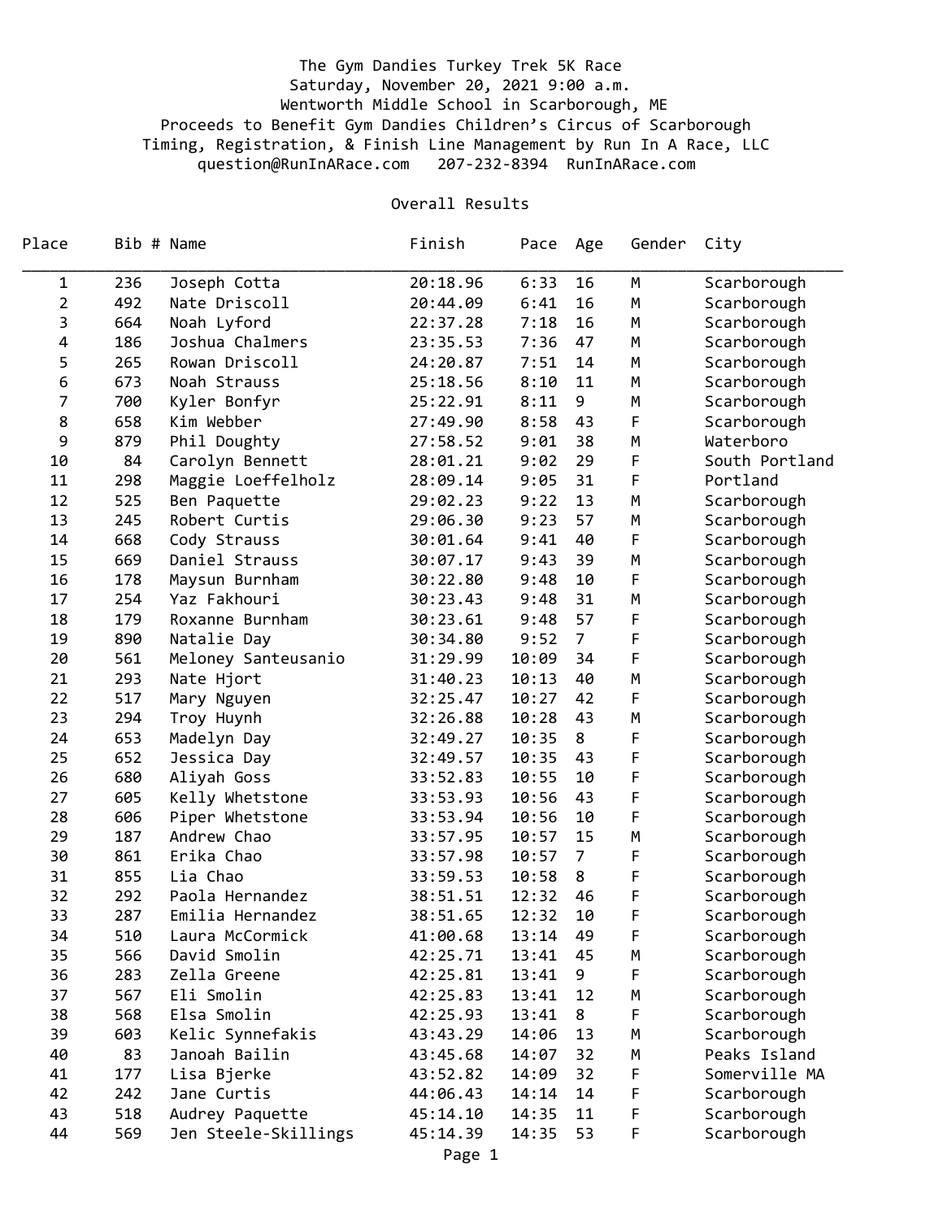The Gym Dandies Turkey Trek 5K Race
Saturday, November 20, 2021 9:00 a.m.
Wentworth Middle School in Scarborough, ME
Proceeds to Benefit Gym Dandies Children's Circus of Scarborough
Timing, Registration, & Finish Line Management by Run In A Race, LLC
question@RunInARace.com 207-232-8394 RunInARace.com

## Overall Results

| Place | Bib # | Name | Finish | Pace | Age | Gender | City |
|---|---|---|---|---|---|---|---|
| 1 | 236 | Joseph Cotta | 20:18.96 | 6:33 | 16 | M | Scarborough |
| 2 | 492 | Nate Driscoll | 20:44.09 | 6:41 | 16 | M | Scarborough |
| 3 | 664 | Noah Lyford | 22:37.28 | 7:18 | 16 | M | Scarborough |
| 4 | 186 | Joshua Chalmers | 23:35.53 | 7:36 | 47 | M | Scarborough |
| 5 | 265 | Rowan Driscoll | 24:20.87 | 7:51 | 14 | M | Scarborough |
| 6 | 673 | Noah Strauss | 25:18.56 | 8:10 | 11 | M | Scarborough |
| 7 | 700 | Kyler Bonfyr | 25:22.91 | 8:11 | 9 | M | Scarborough |
| 8 | 658 | Kim Webber | 27:49.90 | 8:58 | 43 | F | Scarborough |
| 9 | 879 | Phil Doughty | 27:58.52 | 9:01 | 38 | M | Waterboro |
| 10 | 84 | Carolyn Bennett | 28:01.21 | 9:02 | 29 | F | South Portland |
| 11 | 298 | Maggie Loeffelholz | 28:09.14 | 9:05 | 31 | F | Portland |
| 12 | 525 | Ben Paquette | 29:02.23 | 9:22 | 13 | M | Scarborough |
| 13 | 245 | Robert Curtis | 29:06.30 | 9:23 | 57 | M | Scarborough |
| 14 | 668 | Cody Strauss | 30:01.64 | 9:41 | 40 | F | Scarborough |
| 15 | 669 | Daniel Strauss | 30:07.17 | 9:43 | 39 | M | Scarborough |
| 16 | 178 | Maysun Burnham | 30:22.80 | 9:48 | 10 | F | Scarborough |
| 17 | 254 | Yaz Fakhouri | 30:23.43 | 9:48 | 31 | M | Scarborough |
| 18 | 179 | Roxanne Burnham | 30:23.61 | 9:48 | 57 | F | Scarborough |
| 19 | 890 | Natalie Day | 30:34.80 | 9:52 | 7 | F | Scarborough |
| 20 | 561 | Meloney Santeusanio | 31:29.99 | 10:09 | 34 | F | Scarborough |
| 21 | 293 | Nate Hjort | 31:40.23 | 10:13 | 40 | M | Scarborough |
| 22 | 517 | Mary Nguyen | 32:25.47 | 10:27 | 42 | F | Scarborough |
| 23 | 294 | Troy Huynh | 32:26.88 | 10:28 | 43 | M | Scarborough |
| 24 | 653 | Madelyn Day | 32:49.27 | 10:35 | 8 | F | Scarborough |
| 25 | 652 | Jessica Day | 32:49.57 | 10:35 | 43 | F | Scarborough |
| 26 | 680 | Aliyah Goss | 33:52.83 | 10:55 | 10 | F | Scarborough |
| 27 | 605 | Kelly Whetstone | 33:53.93 | 10:56 | 43 | F | Scarborough |
| 28 | 606 | Piper Whetstone | 33:53.94 | 10:56 | 10 | F | Scarborough |
| 29 | 187 | Andrew Chao | 33:57.95 | 10:57 | 15 | M | Scarborough |
| 30 | 861 | Erika Chao | 33:57.98 | 10:57 | 7 | F | Scarborough |
| 31 | 855 | Lia Chao | 33:59.53 | 10:58 | 8 | F | Scarborough |
| 32 | 292 | Paola Hernandez | 38:51.51 | 12:32 | 46 | F | Scarborough |
| 33 | 287 | Emilia Hernandez | 38:51.65 | 12:32 | 10 | F | Scarborough |
| 34 | 510 | Laura McCormick | 41:00.68 | 13:14 | 49 | F | Scarborough |
| 35 | 566 | David Smolin | 42:25.71 | 13:41 | 45 | M | Scarborough |
| 36 | 283 | Zella Greene | 42:25.81 | 13:41 | 9 | F | Scarborough |
| 37 | 567 | Eli Smolin | 42:25.83 | 13:41 | 12 | M | Scarborough |
| 38 | 568 | Elsa Smolin | 42:25.93 | 13:41 | 8 | F | Scarborough |
| 39 | 603 | Kelic Synnefakis | 43:43.29 | 14:06 | 13 | M | Scarborough |
| 40 | 83 | Janoah Bailin | 43:45.68 | 14:07 | 32 | M | Peaks Island |
| 41 | 177 | Lisa Bjerke | 43:52.82 | 14:09 | 32 | F | Somerville MA |
| 42 | 242 | Jane Curtis | 44:06.43 | 14:14 | 14 | F | Scarborough |
| 43 | 518 | Audrey Paquette | 45:14.10 | 14:35 | 11 | F | Scarborough |
| 44 | 569 | Jen Steele-Skillings | 45:14.39 | 14:35 | 53 | F | Scarborough |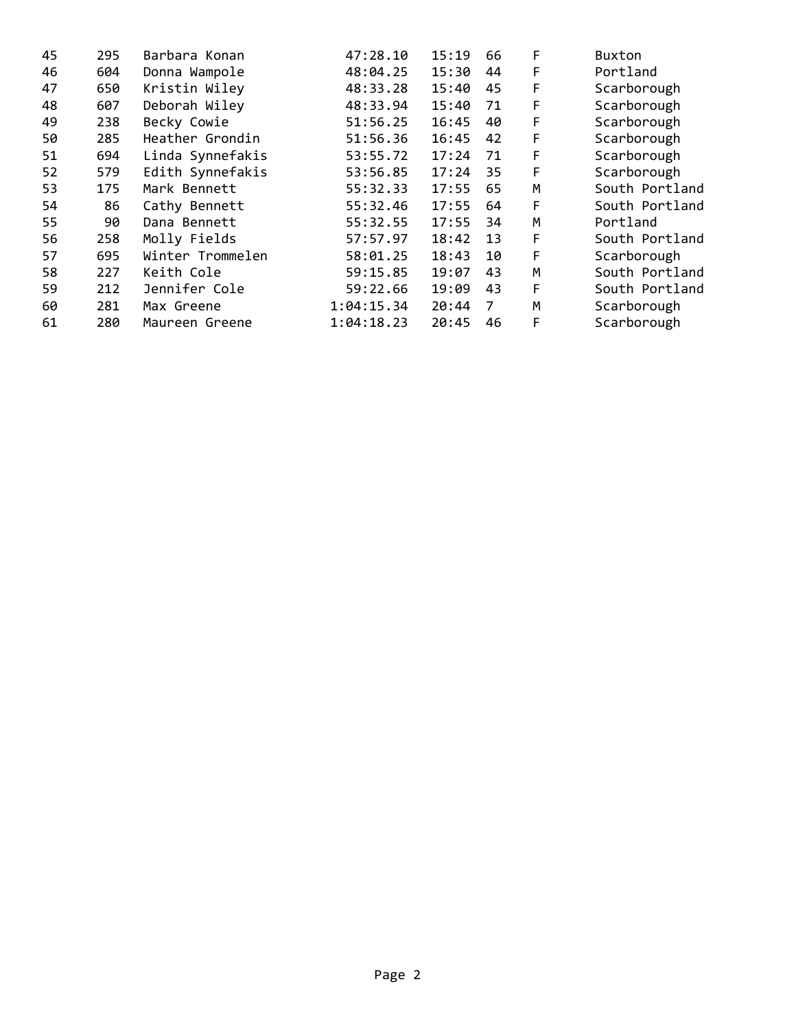| | | | | | | | |
|---|---|---|---|---|---|---|---|
| 45 | 295 | Barbara Konan | 47:28.10 | 15:19 | 66 | F | Buxton |
| 46 | 604 | Donna Wampole | 48:04.25 | 15:30 | 44 | F | Portland |
| 47 | 650 | Kristin Wiley | 48:33.28 | 15:40 | 45 | F | Scarborough |
| 48 | 607 | Deborah Wiley | 48:33.94 | 15:40 | 71 | F | Scarborough |
| 49 | 238 | Becky Cowie | 51:56.25 | 16:45 | 40 | F | Scarborough |
| 50 | 285 | Heather Grondin | 51:56.36 | 16:45 | 42 | F | Scarborough |
| 51 | 694 | Linda Synnefakis | 53:55.72 | 17:24 | 71 | F | Scarborough |
| 52 | 579 | Edith Synnefakis | 53:56.85 | 17:24 | 35 | F | Scarborough |
| 53 | 175 | Mark Bennett | 55:32.33 | 17:55 | 65 | M | South Portland |
| 54 | 86 | Cathy Bennett | 55:32.46 | 17:55 | 64 | F | South Portland |
| 55 | 90 | Dana Bennett | 55:32.55 | 17:55 | 34 | M | Portland |
| 56 | 258 | Molly Fields | 57:57.97 | 18:42 | 13 | F | South Portland |
| 57 | 695 | Winter Trommelen | 58:01.25 | 18:43 | 10 | F | Scarborough |
| 58 | 227 | Keith Cole | 59:15.85 | 19:07 | 43 | M | South Portland |
| 59 | 212 | Jennifer Cole | 59:22.66 | 19:09 | 43 | F | South Portland |
| 60 | 281 | Max Greene | 1:04:15.34 | 20:44 | 7 | M | Scarborough |
| 61 | 280 | Maureen Greene | 1:04:18.23 | 20:45 | 46 | F | Scarborough |